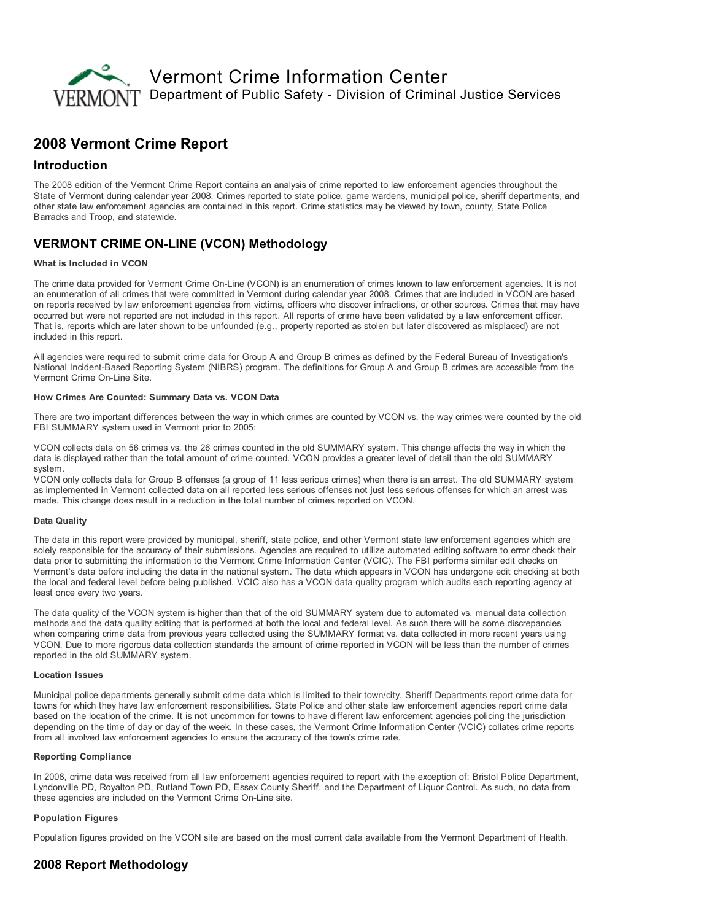# Vermont Crime Information Center

Department of Public Safety - Division of Criminal Justice Services

## 2008 Vermont Crime Report

### Introduction

The 2008 edition of the Vermont Crime Report contains an analysis of crime reported to law enforcement agencies throughout the State of Vermont during calendar year 2008. Crimes reported to state police, game wardens, municipal police, sheriff departments, and other state law enforcement agencies are contained in this report. Crime statistics may be viewed by town, county, State Police Barracks and Troop, and statewide.

## VERMONT CRIME ON-LINE (VCON) Methodology

#### What is Included in VCON

The crime data provided for Vermont Crime On-Line (VCON) is an enumeration of crimes known to law enforcement agencies. It is not an enumeration of all crimes that were committed in Vermont during calendar year 2008. Crimes that are included in VCON are based on reports received by law enforcement agencies from victims, officers who discover infractions, or other sources. Crimes that may have occurred but were not reported are not included in this report. All reports of crime have been validated by a law enforcement officer. That is, reports which are later shown to be unfounded (e.g., property reported as stolen but later discovered as misplaced) are not included in this report.

All agencies were required to submit crime data for Group A and Group B crimes as defined by the Federal Bureau of Investigation's National Incident-Based Reporting System (NIBRS) program. The definitions for Group A and Group B crimes are accessible from the Vermont Crime On-Line Site.

#### How Crimes Are Counted: Summary Data vs. VCON Data

There are two important differences between the way in which crimes are counted by VCON vs. the way crimes were counted by the old FBI SUMMARY system used in Vermont prior to 2005:

VCON collects data on 56 crimes vs. the 26 crimes counted in the old SUMMARY system. This change affects the way in which the data is displayed rather than the total amount of crime counted. VCON provides a greater level of detail than the old SUMMARY system.

VCON only collects data for Group B offenses (a group of 11 less serious crimes) when there is an arrest. The old SUMMARY system as implemented in Vermont collected data on all reported less serious offenses not just less serious offenses for which an arrest was made. This change does result in a reduction in the total number of crimes reported on VCON.

#### Data Quality

The data in this report were provided by municipal, sheriff, state police, and other Vermont state law enforcement agencies which are solely responsible for the accuracy of their submissions. Agencies are required to utilize automated editing software to error check their data prior to submitting the information to the Vermont Crime Information Center (VCIC). The FBI performs similar edit checks on Vermont's data before including the data in the national system. The data which appears in VCON has undergone edit checking at both the local and federal level before being published. VCIC also has a VCON data quality program which audits each reporting agency at least once every two years.

The data quality of the VCON system is higher than that of the old SUMMARY system due to automated vs. manual data collection methods and the data quality editing that is performed at both the local and federal level. As such there will be some discrepancies when comparing crime data from previous years collected using the SUMMARY format vs. data collected in more recent years using VCON. Due to more rigorous data collection standards the amount of crime reported in VCON will be less than the number of crimes reported in the old SUMMARY system.

#### Location Issues

Municipal police departments generally submit crime data which is limited to their town/city. Sheriff Departments report crime data for towns for which they have law enforcement responsibilities. State Police and other state law enforcement agencies report crime data based on the location of the crime. It is not uncommon for towns to have different law enforcement agencies policing the jurisdiction depending on the time of day or day of the week. In these cases, the Vermont Crime Information Center (VCIC) collates crime reports from all involved law enforcement agencies to ensure the accuracy of the town's crime rate.

#### Reporting Compliance

In 2008, crime data was received from all law enforcement agencies required to report with the exception of: Bristol Police Department, Lyndonville PD, Royalton PD, Rutland Town PD, Essex County Sheriff, and the Department of Liquor Control. As such, no data from these agencies are included on the Vermont Crime On-Line site.

#### Population Figures

Population figures provided on the VCON site are based on the most current data available from the Vermont Department of Health.

## 2008 Report Methodology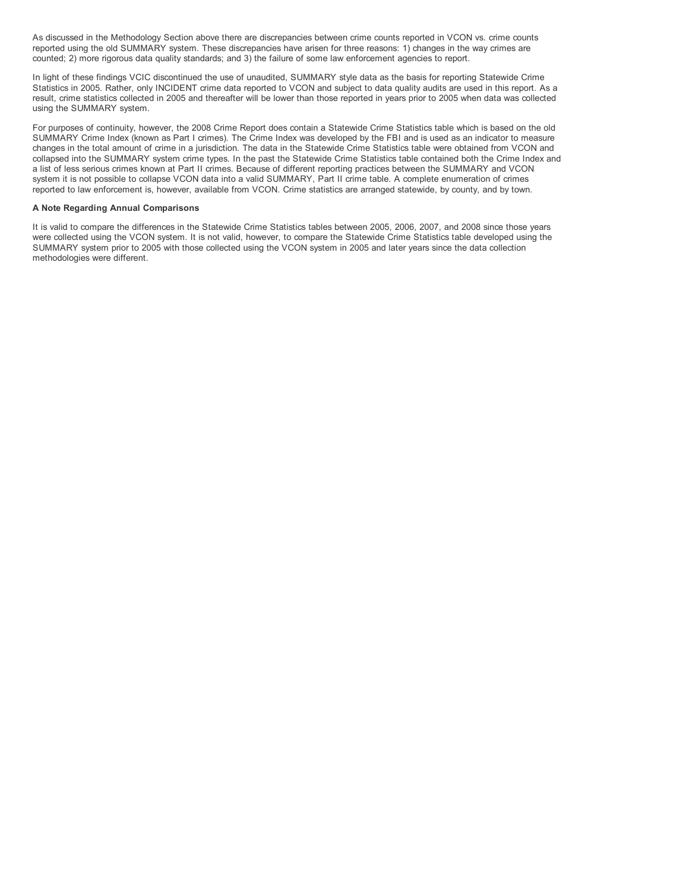As discussed in the Methodology Section above there are discrepancies between crime counts reported in VCON vs. crime counts reported using the old SUMMARY system. These discrepancies have arisen for three reasons: 1) changes in the way crimes are counted; 2) more rigorous data quality standards; and 3) the failure of some law enforcement agencies to report.

In light of these findings VCIC discontinued the use of unaudited, SUMMARY style data as the basis for reporting Statewide Crime Statistics in 2005. Rather, only INCIDENT crime data reported to VCON and subject to data quality audits are used in this report. As a result, crime statistics collected in 2005 and thereafter will be lower than those reported in years prior to 2005 when data was collected using the SUMMARY system.

For purposes of continuity, however, the 2008 Crime Report does contain a Statewide Crime Statistics table which is based on the old SUMMARY Crime Index (known as Part I crimes). The Crime Index was developed by the FBI and is used as an indicator to measure changes in the total amount of crime in a jurisdiction. The data in the Statewide Crime Statistics table were obtained from VCON and collapsed into the SUMMARY system crime types. In the past the Statewide Crime Statistics table contained both the Crime Index and a list of less serious crimes known at Part II crimes. Because of different reporting practices between the SUMMARY and VCON system it is not possible to collapse VCON data into a valid SUMMARY, Part II crime table. A complete enumeration of crimes reported to law enforcement is, however, available from VCON. Crime statistics are arranged statewide, by county, and by town.

**A Note Regarding Annual Comparisons**

It is valid to compare the differences in the Statewide Crime Statistics tables between 2005, 2006, 2007, and 2008 since those years were collected using the VCON system. It is not valid, however, to compare the Statewide Crime Statistics table developed using the SUMMARY system prior to 2005 with those collected using the VCON system in 2005 and later years since the data collection methodologies were different.